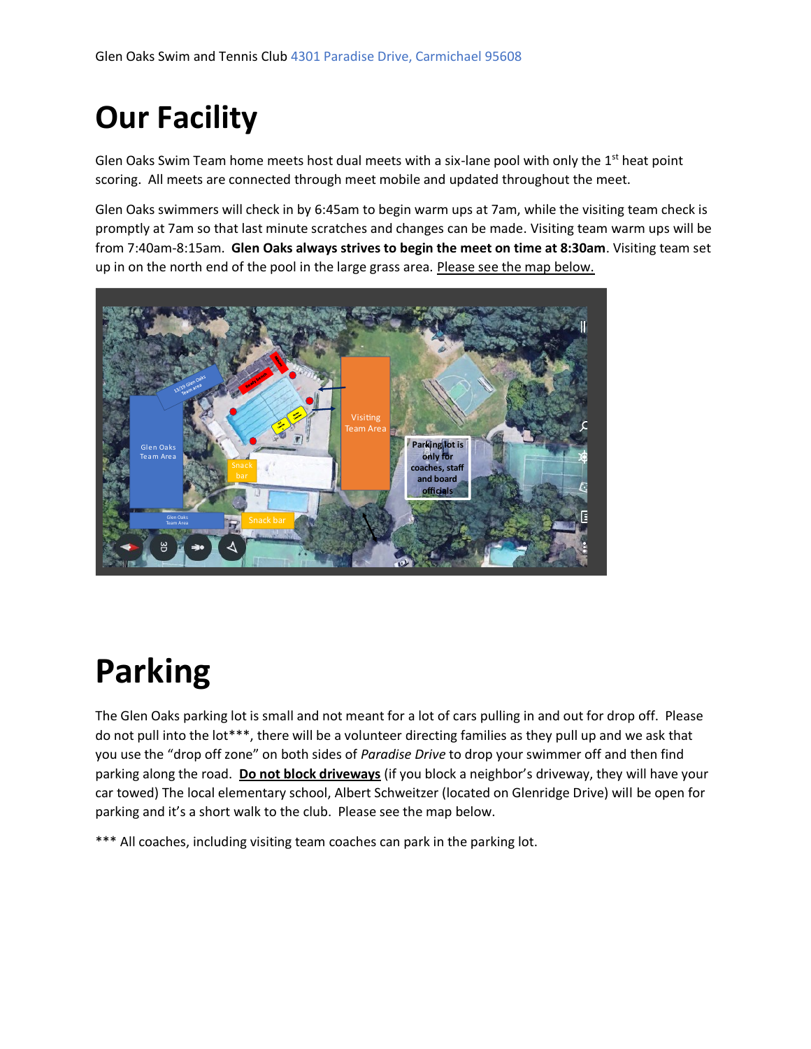Glen Oaks Swim and Tennis Club 4301 Paradise Drive, Carmichael 95608

# Our Facility

Glen Oaks Swim Team home meets host dual meets with a six-lane pool with only the 1st heat point scoring. All meets are connected through meet mobile and updated throughout the meet.

Glen Oaks swimmers will check in by 6:45am to begin warm ups at 7am, while the visiting team check is promptly at 7am so that last minute scratches and changes can be made. Visiting team warm ups will be from 7:40am-8:15am. **Glen Oaks always strives to begin the meet on time at 8:30am**. Visiting team set up in on the north end of the pool in the large grass area. Please see the map below.

# Parking

The Glen Oaks parking lot is small and not meant for a lot of cars pulling in and out for drop off. Please do not pull into the lot***, there will be a volunteer directing families as they pull up and we ask that you use the "drop off zone" on both sides of *Paradise Drive* to drop your swimmer off and then find parking along the road. **Do not block driveways** (if you block a neighbor's driveway, they will have your car towed) The local elementary school, Albert Schweitzer (located on Glenridge Drive) will be open for parking and it's a short walk to the club. Please see the map below.

*** All coaches, including visiting team coaches can park in the parking lot.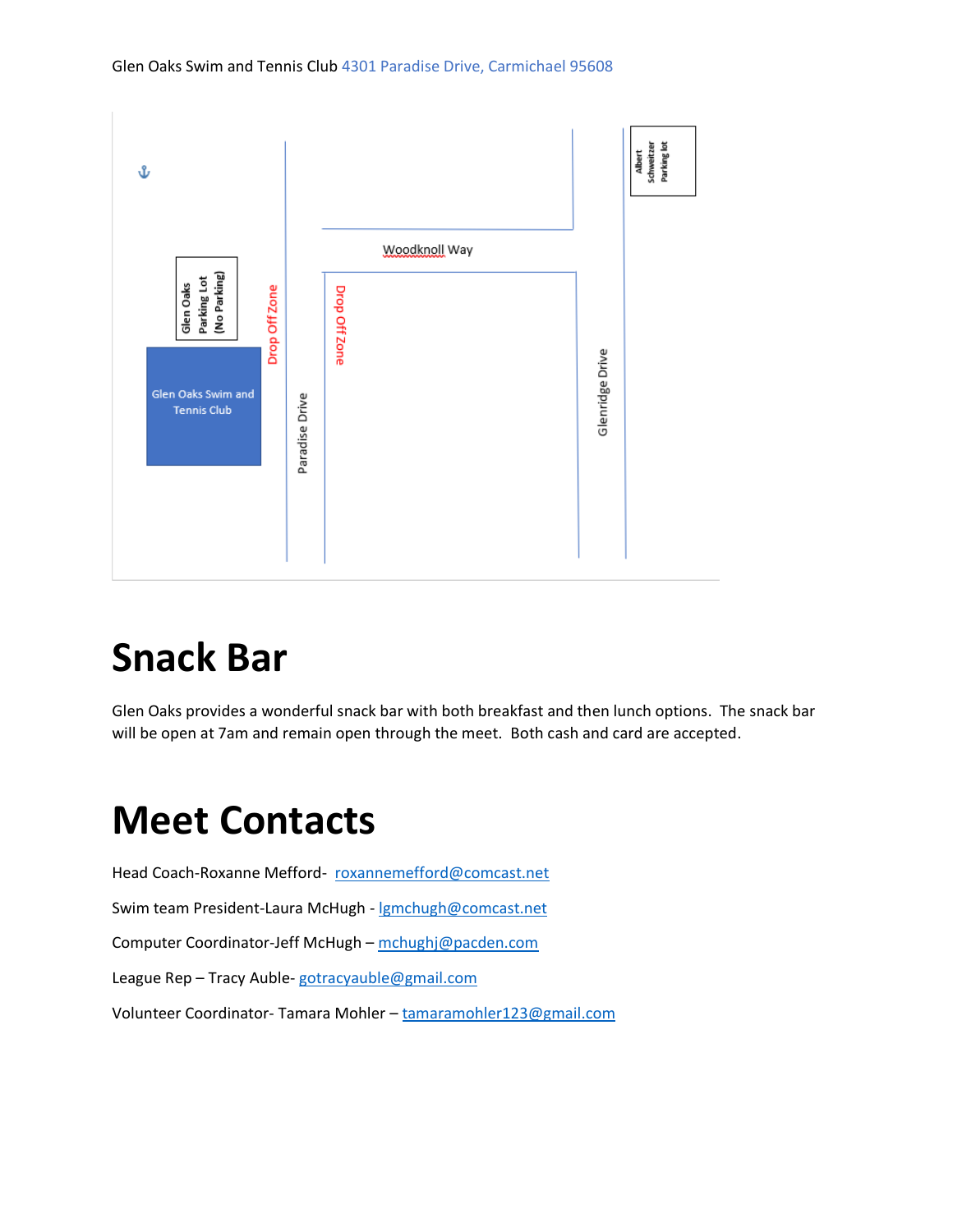Glen Oaks Swim and Tennis Club 4301 Paradise Drive, Carmichael 95608

Albert Schweitzer Parking lot

Woodknoll Way

Glen Oaks Parking Lot (No Parking)

Drop Off Zone

Drop Off Zone

Glen Oaks Swim and Tennis Club

Paradise Drive

Glenridge Drive

# Snack Bar

Glen Oaks provides a wonderful snack bar with both breakfast and then lunch options. The snack bar will be open at 7am and remain open through the meet. Both cash and card are accepted.

# Meet Contacts

Head Coach-Roxanne Mefford- roxannemefford@comcast.net

Swim team President-Laura McHugh - lgmchugh@comcast.net

Computer Coordinator-Jeff McHugh – mchughj@pacden.com

League Rep – Tracy Auble- gotracyauble@gmail.com

Volunteer Coordinator- Tamara Mohler – tamaramohler123@gmail.com